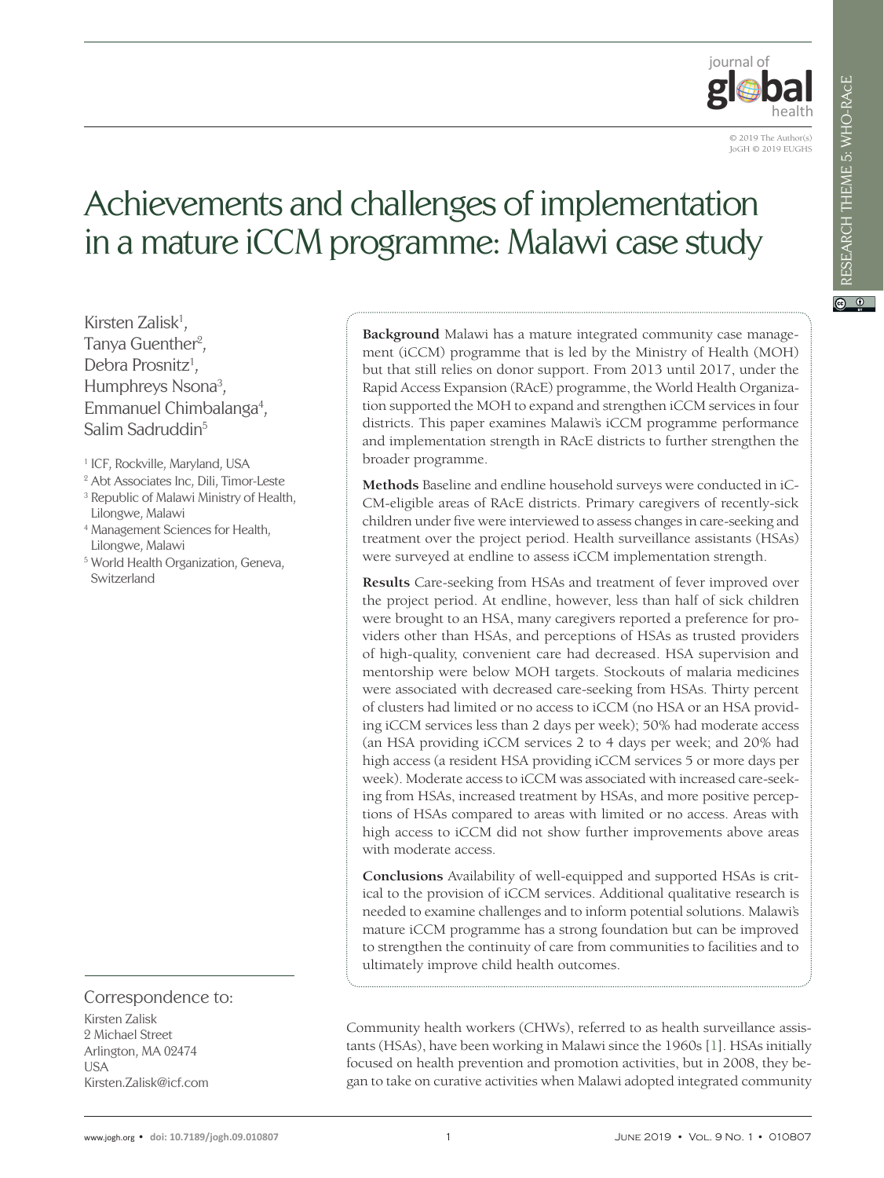# Achievements and challenges of implementation in a mature iCCM programme: Malawi case study

Kirsten Zalisk[1], Tanya Guenther[2], Debra Prosnitz[1], Humphreys Nsona[3], Emmanuel Chimbalanga[4], Salim Sadruddin[5]

[1] ICF, Rockville, Maryland, USA
[2] Abt Associates Inc, Dili, Timor-Leste
[3] Republic of Malawi Ministry of Health, Lilongwe, Malawi
[4] Management Sciences for Health, Lilongwe, Malawi
[5] World Health Organization, Geneva, Switzerland

**Background** Malawi has a mature integrated community case management (iCCM) programme that is led by the Ministry of Health (MOH) but that still relies on donor support. From 2013 until 2017, under the Rapid Access Expansion (RAcE) programme, the World Health Organization supported the MOH to expand and strengthen iCCM services in four districts. This paper examines Malawi's iCCM programme performance and implementation strength in RAcE districts to further strengthen the broader programme.

**Methods** Baseline and endline household surveys were conducted in iCCM-eligible areas of RAcE districts. Primary caregivers of recently-sick children under five were interviewed to assess changes in care-seeking and treatment over the project period. Health surveillance assistants (HSAs) were surveyed at endline to assess iCCM implementation strength.

**Results** Care-seeking from HSAs and treatment of fever improved over the project period. At endline, however, less than half of sick children were brought to an HSA, many caregivers reported a preference for providers other than HSAs, and perceptions of HSAs as trusted providers of high-quality, convenient care had decreased. HSA supervision and mentorship were below MOH targets. Stockouts of malaria medicines were associated with decreased care-seeking from HSAs. Thirty percent of clusters had limited or no access to iCCM (no HSA or an HSA providing iCCM services less than 2 days per week); 50% had moderate access (an HSA providing iCCM services 2 to 4 days per week; and 20% had high access (a resident HSA providing iCCM services 5 or more days per week). Moderate access to iCCM was associated with increased care-seeking from HSAs, increased treatment by HSAs, and more positive perceptions of HSAs compared to areas with limited or no access. Areas with high access to iCCM did not show further improvements above areas with moderate access.

**Conclusions** Availability of well-equipped and supported HSAs is critical to the provision of iCCM services. Additional qualitative research is needed to examine challenges and to inform potential solutions. Malawi's mature iCCM programme has a strong foundation but can be improved to strengthen the continuity of care from communities to facilities and to ultimately improve child health outcomes.

Correspondence to:
Kirsten Zalisk
2 Michael Street
Arlington, MA 02474
USA
Kirsten.Zalisk@icf.com

Community health workers (CHWs), referred to as health surveillance assistants (HSAs), have been working in Malawi since the 1960s [1]. HSAs initially focused on health prevention and promotion activities, but in 2008, they began to take on curative activities when Malawi adopted integrated community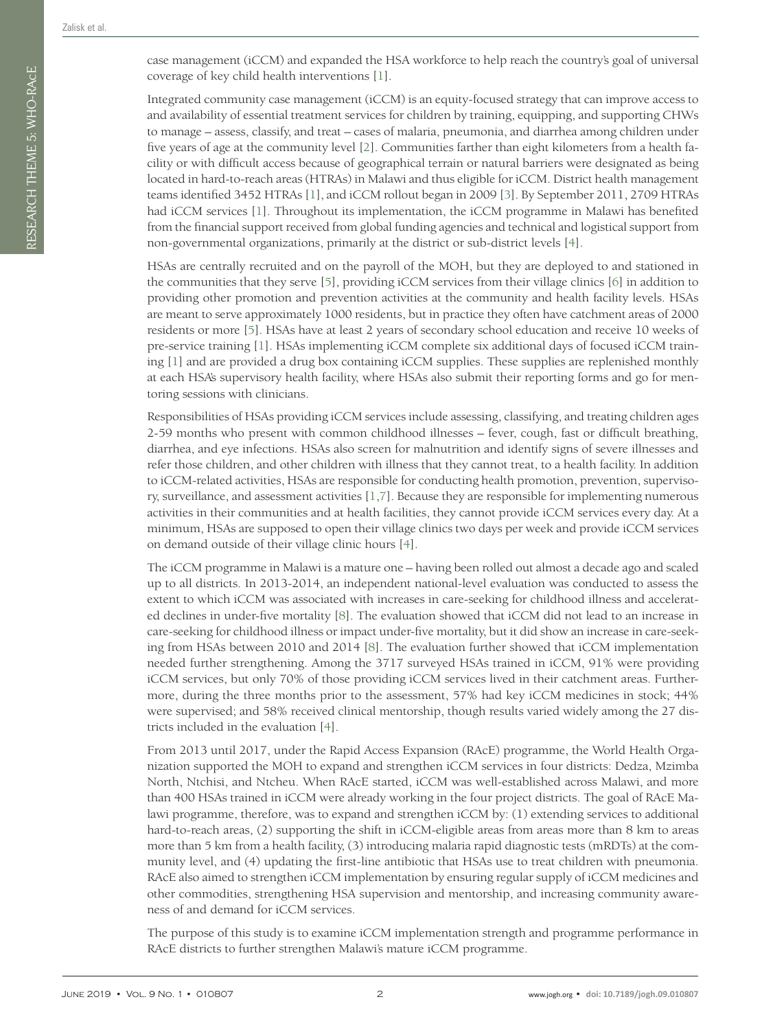case management (iCCM) and expanded the HSA workforce to help reach the country's goal of universal coverage of key child health interventions [1].

Integrated community case management (iCCM) is an equity-focused strategy that can improve access to and availability of essential treatment services for children by training, equipping, and supporting CHWs to manage – assess, classify, and treat – cases of malaria, pneumonia, and diarrhea among children under five years of age at the community level [2]. Communities farther than eight kilometers from a health facility or with difficult access because of geographical terrain or natural barriers were designated as being located in hard-to-reach areas (HTRAs) in Malawi and thus eligible for iCCM. District health management teams identified 3452 HTRAs [1], and iCCM rollout began in 2009 [3]. By September 2011, 2709 HTRAs had iCCM services [1]. Throughout its implementation, the iCCM programme in Malawi has benefited from the financial support received from global funding agencies and technical and logistical support from non-governmental organizations, primarily at the district or sub-district levels [4].

HSAs are centrally recruited and on the payroll of the MOH, but they are deployed to and stationed in the communities that they serve [5], providing iCCM services from their village clinics [6] in addition to providing other promotion and prevention activities at the community and health facility levels. HSAs are meant to serve approximately 1000 residents, but in practice they often have catchment areas of 2000 residents or more [5]. HSAs have at least 2 years of secondary school education and receive 10 weeks of pre-service training [1]. HSAs implementing iCCM complete six additional days of focused iCCM training [1] and are provided a drug box containing iCCM supplies. These supplies are replenished monthly at each HSA's supervisory health facility, where HSAs also submit their reporting forms and go for mentoring sessions with clinicians.

Responsibilities of HSAs providing iCCM services include assessing, classifying, and treating children ages 2-59 months who present with common childhood illnesses – fever, cough, fast or difficult breathing, diarrhea, and eye infections. HSAs also screen for malnutrition and identify signs of severe illnesses and refer those children, and other children with illness that they cannot treat, to a health facility. In addition to iCCM-related activities, HSAs are responsible for conducting health promotion, prevention, supervisory, surveillance, and assessment activities [1,7]. Because they are responsible for implementing numerous activities in their communities and at health facilities, they cannot provide iCCM services every day. At a minimum, HSAs are supposed to open their village clinics two days per week and provide iCCM services on demand outside of their village clinic hours [4].

The iCCM programme in Malawi is a mature one – having been rolled out almost a decade ago and scaled up to all districts. In 2013-2014, an independent national-level evaluation was conducted to assess the extent to which iCCM was associated with increases in care-seeking for childhood illness and accelerated declines in under-five mortality [8]. The evaluation showed that iCCM did not lead to an increase in care-seeking for childhood illness or impact under-five mortality, but it did show an increase in care-seeking from HSAs between 2010 and 2014 [8]. The evaluation further showed that iCCM implementation needed further strengthening. Among the 3717 surveyed HSAs trained in iCCM, 91% were providing iCCM services, but only 70% of those providing iCCM services lived in their catchment areas. Furthermore, during the three months prior to the assessment, 57% had key iCCM medicines in stock; 44% were supervised; and 58% received clinical mentorship, though results varied widely among the 27 districts included in the evaluation [4].

From 2013 until 2017, under the Rapid Access Expansion (RAcE) programme, the World Health Organization supported the MOH to expand and strengthen iCCM services in four districts: Dedza, Mzimba North, Ntchisi, and Ntcheu. When RAcE started, iCCM was well-established across Malawi, and more than 400 HSAs trained in iCCM were already working in the four project districts. The goal of RAcE Malawi programme, therefore, was to expand and strengthen iCCM by: (1) extending services to additional hard-to-reach areas, (2) supporting the shift in iCCM-eligible areas from areas more than 8 km to areas more than 5 km from a health facility, (3) introducing malaria rapid diagnostic tests (mRDTs) at the community level, and (4) updating the first-line antibiotic that HSAs use to treat children with pneumonia. RAcE also aimed to strengthen iCCM implementation by ensuring regular supply of iCCM medicines and other commodities, strengthening HSA supervision and mentorship, and increasing community awareness of and demand for iCCM services.

The purpose of this study is to examine iCCM implementation strength and programme performance in RAcE districts to further strengthen Malawi's mature iCCM programme.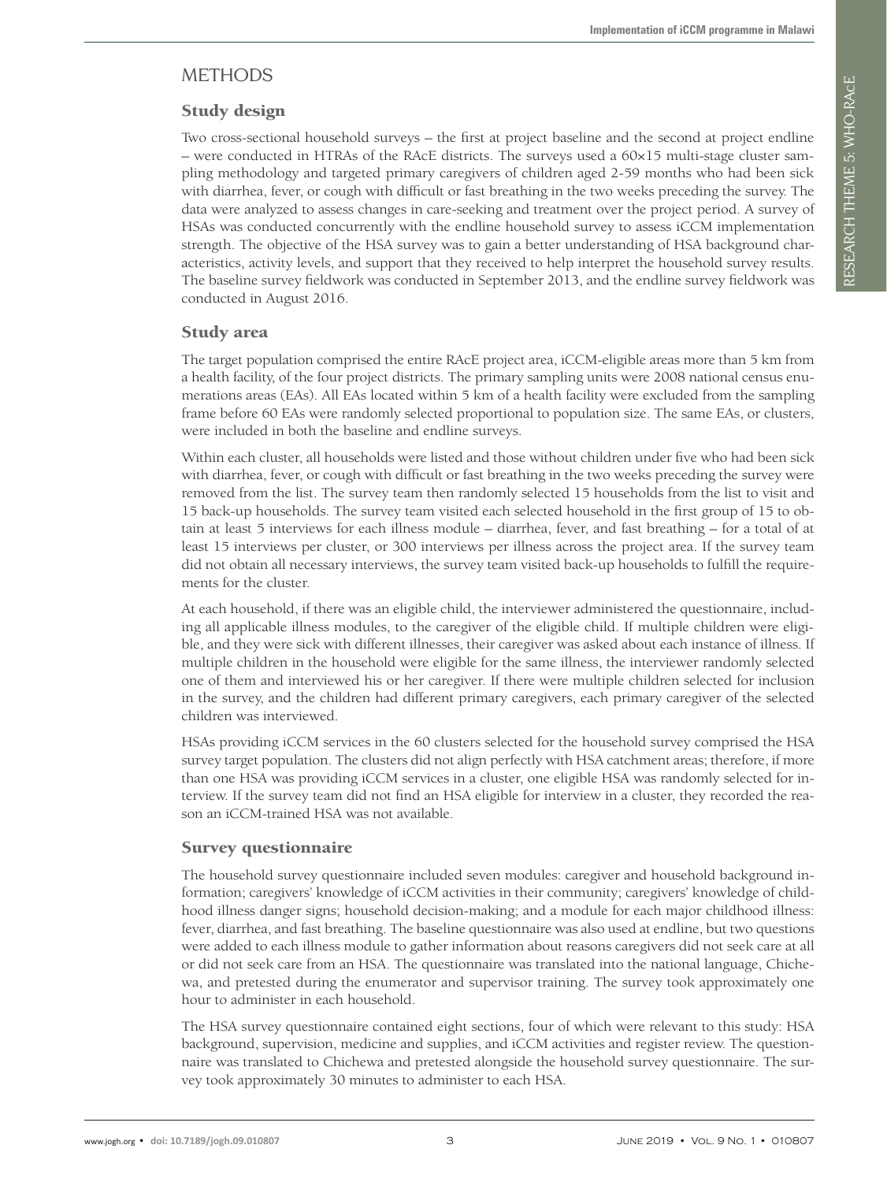# METHODS

## Study design

Two cross-sectional household surveys – the first at project baseline and the second at project endline – were conducted in HTRAs of the RAcE districts. The surveys used a 60×15 multi-stage cluster sampling methodology and targeted primary caregivers of children aged 2-59 months who had been sick with diarrhea, fever, or cough with difficult or fast breathing in the two weeks preceding the survey. The data were analyzed to assess changes in care-seeking and treatment over the project period. A survey of HSAs was conducted concurrently with the endline household survey to assess iCCM implementation strength. The objective of the HSA survey was to gain a better understanding of HSA background characteristics, activity levels, and support that they received to help interpret the household survey results. The baseline survey fieldwork was conducted in September 2013, and the endline survey fieldwork was conducted in August 2016.

## Study area

The target population comprised the entire RAcE project area, iCCM-eligible areas more than 5 km from a health facility, of the four project districts. The primary sampling units were 2008 national census enumerations areas (EAs). All EAs located within 5 km of a health facility were excluded from the sampling frame before 60 EAs were randomly selected proportional to population size. The same EAs, or clusters, were included in both the baseline and endline surveys.

Within each cluster, all households were listed and those without children under five who had been sick with diarrhea, fever, or cough with difficult or fast breathing in the two weeks preceding the survey were removed from the list. The survey team then randomly selected 15 households from the list to visit and 15 back-up households. The survey team visited each selected household in the first group of 15 to obtain at least 5 interviews for each illness module – diarrhea, fever, and fast breathing – for a total of at least 15 interviews per cluster, or 300 interviews per illness across the project area. If the survey team did not obtain all necessary interviews, the survey team visited back-up households to fulfill the requirements for the cluster.

At each household, if there was an eligible child, the interviewer administered the questionnaire, including all applicable illness modules, to the caregiver of the eligible child. If multiple children were eligible, and they were sick with different illnesses, their caregiver was asked about each instance of illness. If multiple children in the household were eligible for the same illness, the interviewer randomly selected one of them and interviewed his or her caregiver. If there were multiple children selected for inclusion in the survey, and the children had different primary caregivers, each primary caregiver of the selected children was interviewed.

HSAs providing iCCM services in the 60 clusters selected for the household survey comprised the HSA survey target population. The clusters did not align perfectly with HSA catchment areas; therefore, if more than one HSA was providing iCCM services in a cluster, one eligible HSA was randomly selected for interview. If the survey team did not find an HSA eligible for interview in a cluster, they recorded the reason an iCCM-trained HSA was not available.

## Survey questionnaire

The household survey questionnaire included seven modules: caregiver and household background information; caregivers' knowledge of iCCM activities in their community; caregivers' knowledge of childhood illness danger signs; household decision-making; and a module for each major childhood illness: fever, diarrhea, and fast breathing. The baseline questionnaire was also used at endline, but two questions were added to each illness module to gather information about reasons caregivers did not seek care at all or did not seek care from an HSA. The questionnaire was translated into the national language, Chichewa, and pretested during the enumerator and supervisor training. The survey took approximately one hour to administer in each household.

The HSA survey questionnaire contained eight sections, four of which were relevant to this study: HSA background, supervision, medicine and supplies, and iCCM activities and register review. The questionnaire was translated to Chichewa and pretested alongside the household survey questionnaire. The survey took approximately 30 minutes to administer to each HSA.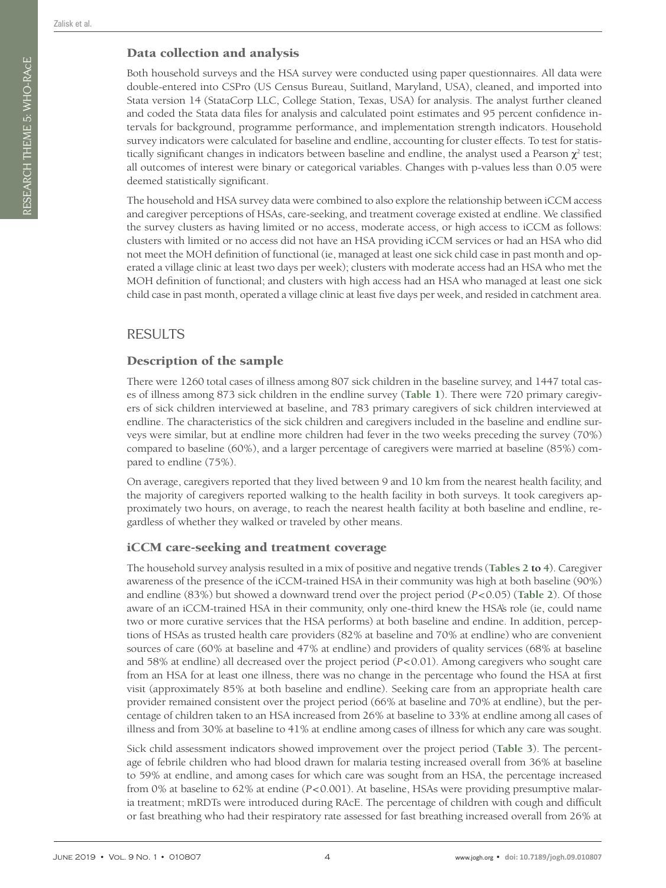### Data collection and analysis

Both household surveys and the HSA survey were conducted using paper questionnaires. All data were double-entered into CSPro (US Census Bureau, Suitland, Maryland, USA), cleaned, and imported into Stata version 14 (StataCorp LLC, College Station, Texas, USA) for analysis. The analyst further cleaned and coded the Stata data files for analysis and calculated point estimates and 95 percent confidence intervals for background, programme performance, and implementation strength indicators. Household survey indicators were calculated for baseline and endline, accounting for cluster effects. To test for statistically significant changes in indicators between baseline and endline, the analyst used a Pearson $\chi^2$ test; all outcomes of interest were binary or categorical variables. Changes with p-values less than 0.05 were deemed statistically significant.

The household and HSA survey data were combined to also explore the relationship between iCCM access and caregiver perceptions of HSAs, care-seeking, and treatment coverage existed at endline. We classified the survey clusters as having limited or no access, moderate access, or high access to iCCM as follows: clusters with limited or no access did not have an HSA providing iCCM services or had an HSA who did not meet the MOH definition of functional (ie, managed at least one sick child case in past month and operated a village clinic at least two days per week); clusters with moderate access had an HSA who met the MOH definition of functional; and clusters with high access had an HSA who managed at least one sick child case in past month, operated a village clinic at least five days per week, and resided in catchment area.

## RESULTS

### Description of the sample

There were 1260 total cases of illness among 807 sick children in the baseline survey, and 1447 total cases of illness among 873 sick children in the endline survey (**Table 1**). There were 720 primary caregivers of sick children interviewed at baseline, and 783 primary caregivers of sick children interviewed at endline. The characteristics of the sick children and caregivers included in the baseline and endline surveys were similar, but at endline more children had fever in the two weeks preceding the survey (70%) compared to baseline (60%), and a larger percentage of caregivers were married at baseline (85%) compared to endline (75%).

On average, caregivers reported that they lived between 9 and 10 km from the nearest health facility, and the majority of caregivers reported walking to the health facility in both surveys. It took caregivers approximately two hours, on average, to reach the nearest health facility at both baseline and endline, regardless of whether they walked or traveled by other means.

### iCCM care-seeking and treatment coverage

The household survey analysis resulted in a mix of positive and negative trends (**Tables 2 to 4**). Caregiver awareness of the presence of the iCCM-trained HSA in their community was high at both baseline (90%) and endline (83%) but showed a downward trend over the project period ($P<0.05$) (**Table 2**). Of those aware of an iCCM-trained HSA in their community, only one-third knew the HSA's role (ie, could name two or more curative services that the HSA performs) at both baseline and endine. In addition, perceptions of HSAs as trusted health care providers (82% at baseline and 70% at endline) who are convenient sources of care (60% at baseline and 47% at endline) and providers of quality services (68% at baseline and 58% at endline) all decreased over the project period ($P<0.01$). Among caregivers who sought care from an HSA for at least one illness, there was no change in the percentage who found the HSA at first visit (approximately 85% at both baseline and endline). Seeking care from an appropriate health care provider remained consistent over the project period (66% at baseline and 70% at endline), but the percentage of children taken to an HSA increased from 26% at baseline to 33% at endline among all cases of illness and from 30% at baseline to 41% at endline among cases of illness for which any care was sought.

Sick child assessment indicators showed improvement over the project period (**Table 3**). The percentage of febrile children who had blood drawn for malaria testing increased overall from 36% at baseline to 59% at endline, and among cases for which care was sought from an HSA, the percentage increased from 0% at baseline to 62% at endine ($P<0.001$). At baseline, HSAs were providing presumptive malaria treatment; mRDTs were introduced during RAcE. The percentage of children with cough and difficult or fast breathing who had their respiratory rate assessed for fast breathing increased overall from 26% at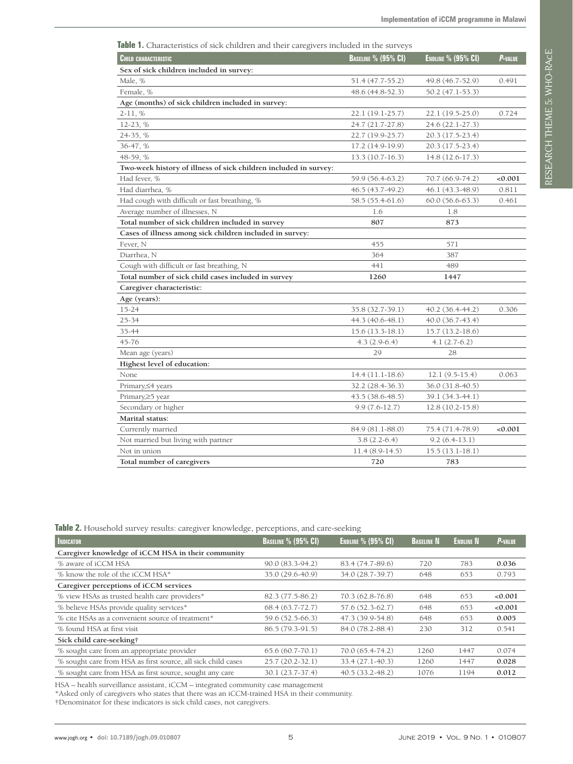**Table 1.** Characteristics of sick children and their caregivers included in the surveys

| Child characteristic | Baseline % (95% CI) | Endline % (95% CI) | *P*-value |
|---|---|---|---|
| **Sex of sick children included in survey:** | | | |
| Male, % | 51.4 (47.7-55.2) | 49.8 (46.7-52.9) | 0.491 |
| Female, % | 48.6 (44.8-52.3) | 50.2 (47.1-53.3) | |
| **Age (months) of sick children included in survey:** | | | |
| 2-11, % | 22.1 (19.1-25.7) | 22.1 (19.5-25.0) | 0.724 |
| 12-23, % | 24.7 (21.7-27.8) | 24.6 (22.1-27.3) | |
| 24-35, % | 22.7 (19.9-25.7) | 20.3 (17.5-23.4) | |
| 36-47, % | 17.2 (14.9-19.9) | 20.3 (17.5-23.4) | |
| 48-59, % | 13.3 (10.7-16.3) | 14.8 (12.6-17.3) | |
| **Two-week history of illness of sick children included in survey:** | | | |
| Had fever, % | 59.9 (56.4-63.2) | 70.7 (66.9-74.2) | **<0.001** |
| Had diarrhea, % | 46.5 (43.7-49.2) | 46.1 (43.3-48.9) | 0.811 |
| Had cough with difficult or fast breathing, % | 58.5 (55.4-61.6) | 60.0 (56.6-63.3) | 0.461 |
| Average number of illnesses, N | 1.6 | 1.8 | |
| **Total number of sick children included in survey** | **807** | **873** | |
| **Cases of illness among sick children included in survey:** | | | |
| Fever, N | 455 | 571 | |
| Diarrhea, N | 364 | 387 | |
| Cough with difficult or fast breathing, N | 441 | 489 | |
| **Total number of sick child cases included in survey** | **1260** | **1447** | |
| **Caregiver characteristic:** | | | |
| **Age (years):** | | | |
| 15-24 | 35.8 (32.7-39.1) | 40.2 (36.4-44.2) | 0.306 |
| 25-34 | 44.3 (40.6-48.1) | 40.0 (36.7-43.4) | |
| 35-44 | 15.6 (13.3-18.1) | 15.7 (13.2-18.6) | |
| 45-76 | 4.3 (2.9-6.4) | 4.1 (2.7-6.2) | |
| Mean age (years) | 29 | 28 | |
| **Highest level of education:** | | | |
| None | 14.4 (11.1-18.6) | 12.1 (9.5-15.4) | 0.063 |
| Primary,≤4 years | 32.2 (28.4-36.3) | 36.0 (31.8-40.5) | |
| Primary,≥5 year | 43.5 (38.6-48.5) | 39.1 (34.3-44.1) | |
| Secondary or higher | 9.9 (7.6-12.7) | 12.8 (10.2-15.8) | |
| **Marital status:** | | | |
| Currently married | 84.9 (81.1-88.0) | 75.4 (71.4-78.9) | **<0.001** |
| Not married but living with partner | 3.8 (2.2-6.4) | 9.2 (6.4-13.1) | |
| Not in union | 11.4 (8.9-14.5) | 15.5 (13.1-18.1) | |
| **Total number of caregivers** | **720** | **783** | |

**Table 2.** Household survey results: caregiver knowledge, perceptions, and care-seeking

| Indicator | Baseline % (95% CI) | Endline % (95% CI) | Baseline N | Endline N | *P*-value |
|---|---|---|---|---|---|
| **Caregiver knowledge of iCCM HSA in their community** | | | | | |
| % aware of iCCM HSA | 90.0 (83.3-94.2) | 83.4 (74.7-89.6) | 720 | 783 | **0.036** |
| % know the role of the iCCM HSA* | 35.0 (29.6-40.9) | 34.0 (28.7-39.7) | 648 | 653 | 0.793 |
| **Caregiver perceptions of iCCM services** | | | | | |
| % view HSAs as trusted health care providers* | 82.3 (77.5-86.2) | 70.3 (62.8-76.8) | 648 | 653 | **<0.001** |
| % believe HSAs provide quality services* | 68.4 (63.7-72.7) | 57.6 (52.3-62.7) | 648 | 653 | **<0.001** |
| % cite HSAs as a convenient source of treatment* | 59.6 (52.5-66.3) | 47.3 (39.9-54.8) | 648 | 653 | **0.005** |
| % found HSA at first visit | 86.5 (79.3-91.5) | 84.0 (78.2-88.4) | 230 | 312 | 0.541 |
| **Sick child care-seeking†** | | | | | |
| % sought care from an appropriate provider | 65.6 (60.7-70.1) | 70.0 (65.4-74.2) | 1260 | 1447 | 0.074 |
| % sought care from HSA as first source, all sick child cases | 25.7 (20.2-32.1) | 33.4 (27.1-40.3) | 1260 | 1447 | **0.028** |
| % sought care from HSA as first source, sought any care | 30.1 (23.7-37.4) | 40.5 (33.2-48.2) | 1076 | 1194 | **0.012** |

HSA – health surveillance assistant, iCCM – integrated community case management

*Asked only of caregivers who states that there was an iCCM-trained HSA in their community.

†Denominator for these indicators is sick child cases, not caregivers.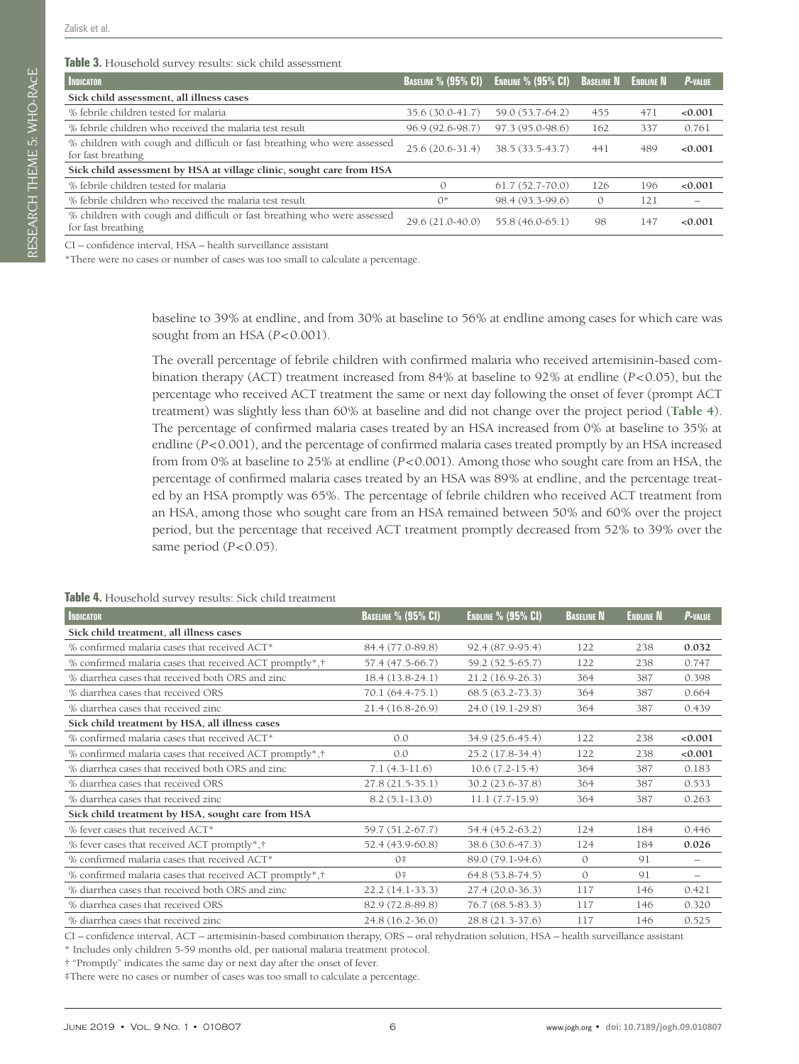**Table 3.** Household survey results: sick child assessment

| Indicator | Baseline % (95% CI) | Endline % (95% CI) | Baseline N | Endline N | *P*-value |
|---|---|---|---|---|---|
| **Sick child assessment, all illness cases** | | | | | |
| % febrile children tested for malaria | 35.6 (30.0-41.7) | 59.0 (53.7-64.2) | 455 | 471 | **<0.001** |
| % febrile children who received the malaria test result | 96.9 (92.6-98.7) | 97.3 (95.0-98.6) | 162 | 337 | 0.761 |
| % children with cough and difficult or fast breathing who were assessed for fast breathing | 25.6 (20.6-31.4) | 38.5 (33.5-43.7) | 441 | 489 | **<0.001** |
| **Sick child assessment by HSA at village clinic, sought care from HSA** | | | | | |
| % febrile children tested for malaria | 0 | 61.7 (52.7-70.0) | 126 | 196 | **<0.001** |
| % febrile children who received the malaria test result | 0* | 98.4 (93.3-99.6) | 0 | 121 | – |
| % children with cough and difficult or fast breathing who were assessed for fast breathing | 29.6 (21.0-40.0) | 55.8 (46.0-65.1) | 98 | 147 | **<0.001** |

CI – confidence interval, HSA – health surveillance assistant

*There were no cases or number of cases was too small to calculate a percentage.

baseline to 39% at endline, and from 30% at baseline to 56% at endline among cases for which care was sought from an HSA ($P<0.001$).

The overall percentage of febrile children with confirmed malaria who received artemisinin-based combination therapy (ACT) treatment increased from 84% at baseline to 92% at endline ($P<0.05$), but the percentage who received ACT treatment the same or next day following the onset of fever (prompt ACT treatment) was slightly less than 60% at baseline and did not change over the project period (**Table 4**). The percentage of confirmed malaria cases treated by an HSA increased from 0% at baseline to 35% at endline ($P<0.001$), and the percentage of confirmed malaria cases treated promptly by an HSA increased from from 0% at baseline to 25% at endline ($P<0.001$). Among those who sought care from an HSA, the percentage of confirmed malaria cases treated by an HSA was 89% at endline, and the percentage treated by an HSA promptly was 65%. The percentage of febrile children who received ACT treatment from an HSA, among those who sought care from an HSA remained between 50% and 60% over the project period, but the percentage that received ACT treatment promptly decreased from 52% to 39% over the same period ($P<0.05$).

**Table 4.** Household survey results: Sick child treatment

| Indicator | Baseline % (95% CI) | Endline % (95% CI) | Baseline N | Endline N | *P*-value |
|---|---|---|---|---|---|
| **Sick child treatment, all illness cases** | | | | | |
| % confirmed malaria cases that received ACT* | 84.4 (77.0-89.8) | 92.4 (87.9-95.4) | 122 | 238 | **0.032** |
| % confirmed malaria cases that received ACT promptly*,† | 57.4 (47.5-66.7) | 59.2 (52.5-65.7) | 122 | 238 | 0.747 |
| % diarrhea cases that received both ORS and zinc | 18.4 (13.8-24.1) | 21.2 (16.9-26.3) | 364 | 387 | 0.398 |
| % diarrhea cases that received ORS | 70.1 (64.4-75.1) | 68.5 (63.2-73.3) | 364 | 387 | 0.664 |
| % diarrhea cases that received zinc | 21.4 (16.8-26.9) | 24.0 (19.1-29.8) | 364 | 387 | 0.439 |
| **Sick child treatment by HSA, all illness cases** | | | | | |
| % confirmed malaria cases that received ACT* | 0.0 | 34.9 (25.6-45.4) | 122 | 238 | **<0.001** |
| % confirmed malaria cases that received ACT promptly*,† | 0.0 | 25.2 (17.8-34.4) | 122 | 238 | **<0.001** |
| % diarrhea cases that received both ORS and zinc | 7.1 (4.3-11.6) | 10.6 (7.2-15.4) | 364 | 387 | 0.183 |
| % diarrhea cases that received ORS | 27.8 (21.5-35.1) | 30.2 (23.6-37.8) | 364 | 387 | 0.533 |
| % diarrhea cases that received zinc | 8.2 (5.1-13.0) | 11.1 (7.7-15.9) | 364 | 387 | 0.263 |
| **Sick child treatment by HSA, sought care from HSA** | | | | | |
| % fever cases that received ACT* | 59.7 (51.2-67.7) | 54.4 (45.2-63.2) | 124 | 184 | 0.446 |
| % fever cases that received ACT promptly*,† | 52.4 (43.9-60.8) | 38.6 (30.6-47.3) | 124 | 184 | **0.026** |
| % confirmed malaria cases that received ACT* | 0‡ | 89.0 (79.1-94.6) | 0 | 91 | – |
| % confirmed malaria cases that received ACT promptly*,† | 0‡ | 64.8 (53.8-74.5) | 0 | 91 | – |
| % diarrhea cases that received both ORS and zinc | 22.2 (14.1-33.3) | 27.4 (20.0-36.3) | 117 | 146 | 0.421 |
| % diarrhea cases that received ORS | 82.9 (72.8-89.8) | 76.7 (68.5-83.3) | 117 | 146 | 0.320 |
| % diarrhea cases that received zinc | 24.8 (16.2-36.0) | 28.8 (21.3-37.6) | 117 | 146 | 0.525 |

CI – confidence interval, ACT – artemisinin-based combination therapy, ORS – oral rehydration solution, HSA – health surveillance assistant

\* Includes only children 5-59 months old, per national malaria treatment protocol.

† "Promptly" indicates the same day or next day after the onset of fever.

‡There were no cases or number of cases was too small to calculate a percentage.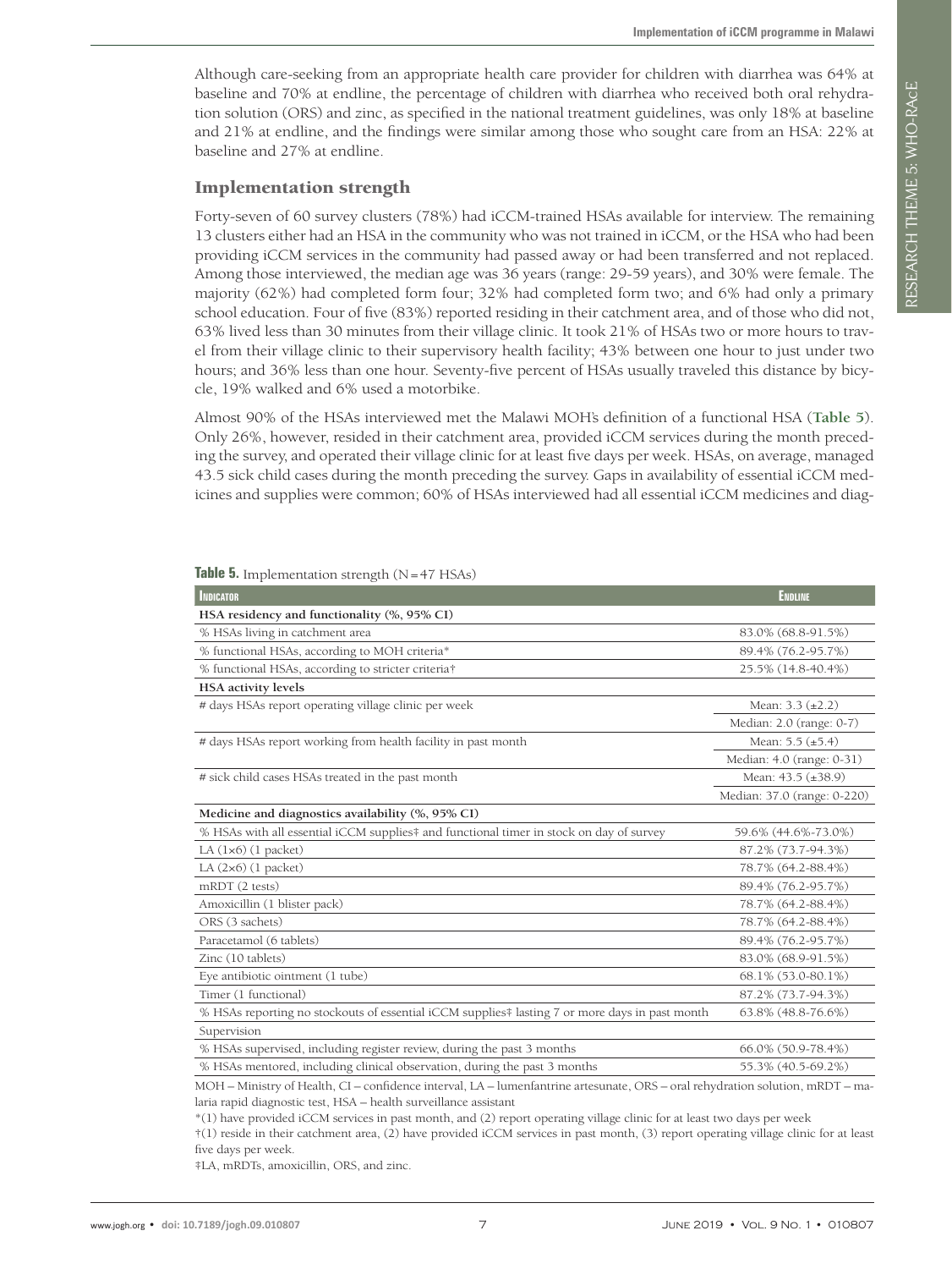Although care-seeking from an appropriate health care provider for children with diarrhea was 64% at baseline and 70% at endline, the percentage of children with diarrhea who received both oral rehydration solution (ORS) and zinc, as specified in the national treatment guidelines, was only 18% at baseline and 21% at endline, and the findings were similar among those who sought care from an HSA: 22% at baseline and 27% at endline.

## Implementation strength

Forty-seven of 60 survey clusters (78%) had iCCM-trained HSAs available for interview. The remaining 13 clusters either had an HSA in the community who was not trained in iCCM, or the HSA who had been providing iCCM services in the community had passed away or had been transferred and not replaced. Among those interviewed, the median age was 36 years (range: 29-59 years), and 30% were female. The majority (62%) had completed form four; 32% had completed form two; and 6% had only a primary school education. Four of five (83%) reported residing in their catchment area, and of those who did not, 63% lived less than 30 minutes from their village clinic. It took 21% of HSAs two or more hours to travel from their village clinic to their supervisory health facility; 43% between one hour to just under two hours; and 36% less than one hour. Seventy-five percent of HSAs usually traveled this distance by bicycle, 19% walked and 6% used a motorbike.

Almost 90% of the HSAs interviewed met the Malawi MOH's definition of a functional HSA (**Table 5**). Only 26%, however, resided in their catchment area, provided iCCM services during the month preceding the survey, and operated their village clinic for at least five days per week. HSAs, on average, managed 43.5 sick child cases during the month preceding the survey. Gaps in availability of essential iCCM medicines and supplies were common; 60% of HSAs interviewed had all essential iCCM medicines and diag-

**Table 5.** Implementation strength (N=47 HSAs)

| Indicator | Endline |
|---|---|
| **HSA residency and functionality (%, 95% CI)** | |
| % HSAs living in catchment area | 83.0% (68.8-91.5%) |
| % functional HSAs, according to MOH criteria* | 89.4% (76.2-95.7%) |
| % functional HSAs, according to stricter criteria† | 25.5% (14.8-40.4%) |
| **HSA activity levels** | |
| # days HSAs report operating village clinic per week | Mean: 3.3 (±2.2) |
| | Median: 2.0 (range: 0-7) |
| # days HSAs report working from health facility in past month | Mean: 5.5 (±5.4) |
| | Median: 4.0 (range: 0-31) |
| # sick child cases HSAs treated in the past month | Mean: 43.5 (±38.9) |
| | Median: 37.0 (range: 0-220) |
| **Medicine and diagnostics availability (%, 95% CI)** | |
| % HSAs with all essential iCCM supplies‡ and functional timer in stock on day of survey | 59.6% (44.6%-73.0%) |
| LA (1×6) (1 packet) | 87.2% (73.7-94.3%) |
| LA (2×6) (1 packet) | 78.7% (64.2-88.4%) |
| mRDT (2 tests) | 89.4% (76.2-95.7%) |
| Amoxicillin (1 blister pack) | 78.7% (64.2-88.4%) |
| ORS (3 sachets) | 78.7% (64.2-88.4%) |
| Paracetamol (6 tablets) | 89.4% (76.2-95.7%) |
| Zinc (10 tablets) | 83.0% (68.9-91.5%) |
| Eye antibiotic ointment (1 tube) | 68.1% (53.0-80.1%) |
| Timer (1 functional) | 87.2% (73.7-94.3%) |
| % HSAs reporting no stockouts of essential iCCM supplies‡ lasting 7 or more days in past month | 63.8% (48.8-76.6%) |
| Supervision | |
| % HSAs supervised, including register review, during the past 3 months | 66.0% (50.9-78.4%) |
| % HSAs mentored, including clinical observation, during the past 3 months | 55.3% (40.5-69.2%) |

MOH – Ministry of Health, CI – confidence interval, LA – lumenfantrine artesunate, ORS – oral rehydration solution, mRDT – malaria rapid diagnostic test, HSA – health surveillance assistant

*(1) have provided iCCM services in past month, and (2) report operating village clinic for at least two days per week

†(1) reside in their catchment area, (2) have provided iCCM services in past month, (3) report operating village clinic for at least five days per week.

‡LA, mRDTs, amoxicillin, ORS, and zinc.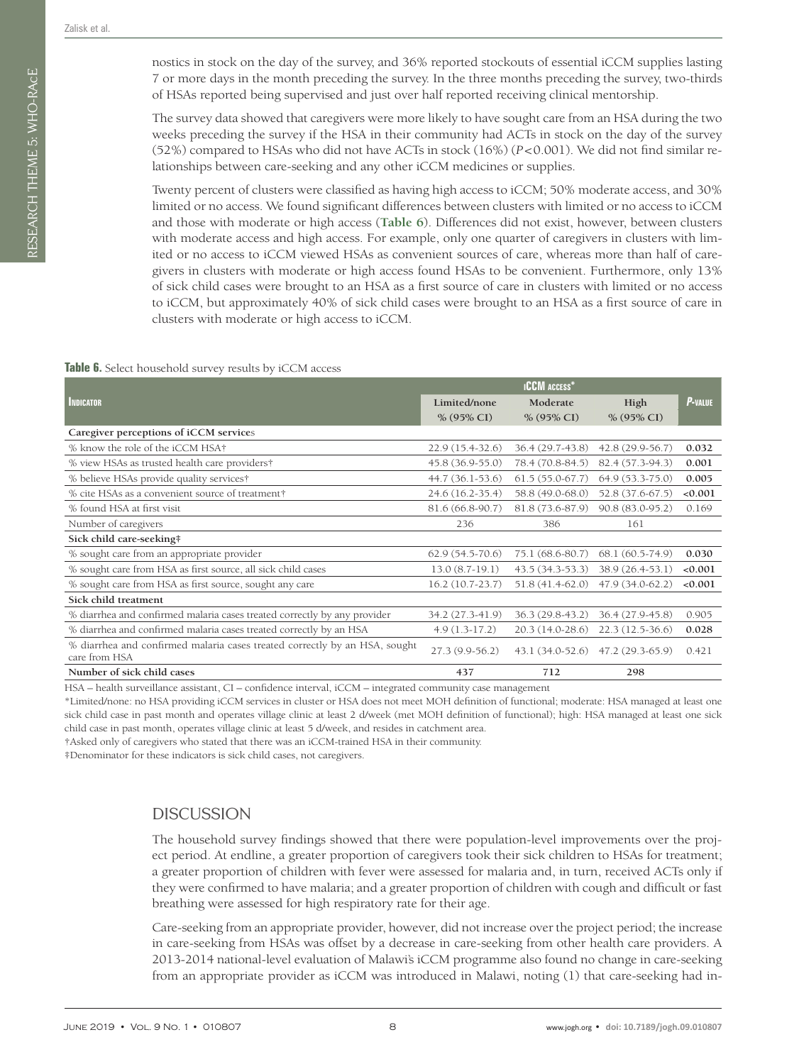nostics in stock on the day of the survey, and 36% reported stockouts of essential iCCM supplies lasting 7 or more days in the month preceding the survey. In the three months preceding the survey, two-thirds of HSAs reported being supervised and just over half reported receiving clinical mentorship.

The survey data showed that caregivers were more likely to have sought care from an HSA during the two weeks preceding the survey if the HSA in their community had ACTs in stock on the day of the survey (52%) compared to HSAs who did not have ACTs in stock (16%) ($P<0.001$). We did not find similar relationships between care-seeking and any other iCCM medicines or supplies.

Twenty percent of clusters were classified as having high access to iCCM; 50% moderate access, and 30% limited or no access. We found significant differences between clusters with limited or no access to iCCM and those with moderate or high access (**Table 6**). Differences did not exist, however, between clusters with moderate access and high access. For example, only one quarter of caregivers in clusters with limited or no access to iCCM viewed HSAs as convenient sources of care, whereas more than half of caregivers in clusters with moderate or high access found HSAs to be convenient. Furthermore, only 13% of sick child cases were brought to an HSA as a first source of care in clusters with limited or no access to iCCM, but approximately 40% of sick child cases were brought to an HSA as a first source of care in clusters with moderate or high access to iCCM.

**Table 6.** Select household survey results by iCCM access

| Indicator | iCCM access* | | | P-value |
|---|---|---|---|---|
| | Limited/none % (95% CI) | Moderate % (95% CI) | High % (95% CI) | |
| **Caregiver perceptions of iCCM services** | | | | |
| % know the role of the iCCM HSA† | 22.9 (15.4-32.6) | 36.4 (29.7-43.8) | 42.8 (29.9-56.7) | **0.032** |
| % view HSAs as trusted health care providers† | 45.8 (36.9-55.0) | 78.4 (70.8-84.5) | 82.4 (57.3-94.3) | **0.001** |
| % believe HSAs provide quality services† | 44.7 (36.1-53.6) | 61.5 (55.0-67.7) | 64.9 (53.3-75.0) | **0.005** |
| % cite HSAs as a convenient source of treatment† | 24.6 (16.2-35.4) | 58.8 (49.0-68.0) | 52.8 (37.6-67.5) | **<0.001** |
| % found HSA at first visit | 81.6 (66.8-90.7) | 81.8 (73.6-87.9) | 90.8 (83.0-95.2) | 0.169 |
| Number of caregivers | 236 | 386 | 161 | |
| **Sick child care-seeking‡** | | | | |
| % sought care from an appropriate provider | 62.9 (54.5-70.6) | 75.1 (68.6-80.7) | 68.1 (60.5-74.9) | **0.030** |
| % sought care from HSA as first source, all sick child cases | 13.0 (8.7-19.1) | 43.5 (34.3-53.3) | 38.9 (26.4-53.1) | **<0.001** |
| % sought care from HSA as first source, sought any care | 16.2 (10.7-23.7) | 51.8 (41.4-62.0) | 47.9 (34.0-62.2) | **<0.001** |
| **Sick child treatment** | | | | |
| % diarrhea and confirmed malaria cases treated correctly by any provider | 34.2 (27.3-41.9) | 36.3 (29.8-43.2) | 36.4 (27.9-45.8) | 0.905 |
| % diarrhea and confirmed malaria cases treated correctly by an HSA | 4.9 (1.3-17.2) | 20.3 (14.0-28.6) | 22.3 (12.5-36.6) | **0.028** |
| % diarrhea and confirmed malaria cases treated correctly by an HSA, sought care from HSA | 27.3 (9.9-56.2) | 43.1 (34.0-52.6) | 47.2 (29.3-65.9) | 0.421 |
| **Number of sick child cases** | **437** | **712** | **298** | |

HSA – health surveillance assistant, CI – confidence interval, iCCM – integrated community case management

*Limited/none: no HSA providing iCCM services in cluster or HSA does not meet MOH definition of functional; moderate: HSA managed at least one sick child case in past month and operates village clinic at least 2 d/week (met MOH definition of functional); high: HSA managed at least one sick child case in past month, operates village clinic at least 5 d/week, and resides in catchment area.

†Asked only of caregivers who stated that there was an iCCM-trained HSA in their community.

‡Denominator for these indicators is sick child cases, not caregivers.

## DISCUSSION

The household survey findings showed that there were population-level improvements over the project period. At endline, a greater proportion of caregivers took their sick children to HSAs for treatment; a greater proportion of children with fever were assessed for malaria and, in turn, received ACTs only if they were confirmed to have malaria; and a greater proportion of children with cough and difficult or fast breathing were assessed for high respiratory rate for their age.

Care-seeking from an appropriate provider, however, did not increase over the project period; the increase in care-seeking from HSAs was offset by a decrease in care-seeking from other health care providers. A 2013-2014 national-level evaluation of Malawi's iCCM programme also found no change in care-seeking from an appropriate provider as iCCM was introduced in Malawi, noting (1) that care-seeking had in-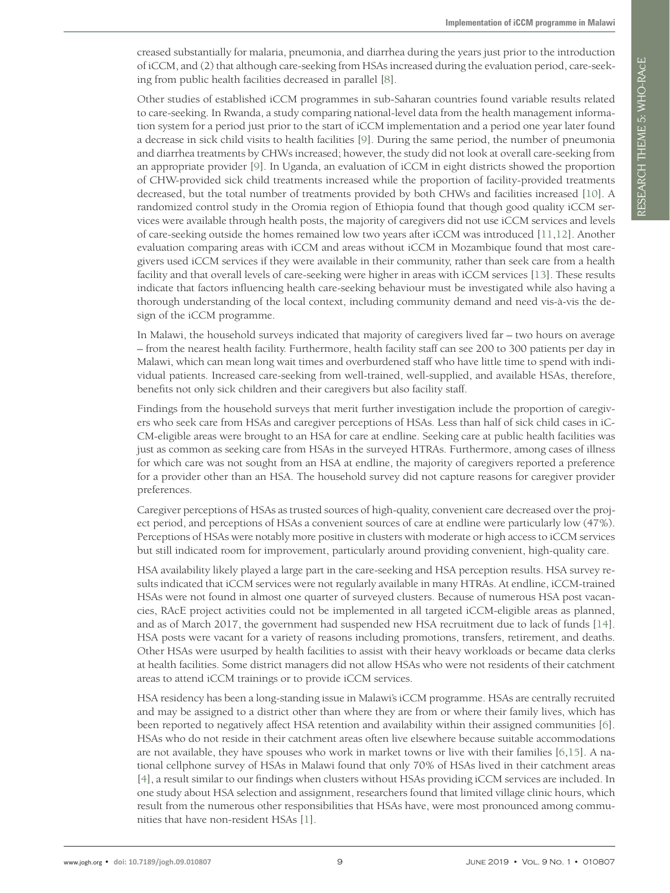creased substantially for malaria, pneumonia, and diarrhea during the years just prior to the introduction of iCCM, and (2) that although care-seeking from HSAs increased during the evaluation period, care-seeking from public health facilities decreased in parallel [8].

Other studies of established iCCM programmes in sub-Saharan countries found variable results related to care-seeking. In Rwanda, a study comparing national-level data from the health management information system for a period just prior to the start of iCCM implementation and a period one year later found a decrease in sick child visits to health facilities [9]. During the same period, the number of pneumonia and diarrhea treatments by CHWs increased; however, the study did not look at overall care-seeking from an appropriate provider [9]. In Uganda, an evaluation of iCCM in eight districts showed the proportion of CHW-provided sick child treatments increased while the proportion of facility-provided treatments decreased, but the total number of treatments provided by both CHWs and facilities increased [10]. A randomized control study in the Oromia region of Ethiopia found that though good quality iCCM services were available through health posts, the majority of caregivers did not use iCCM services and levels of care-seeking outside the homes remained low two years after iCCM was introduced [11,12]. Another evaluation comparing areas with iCCM and areas without iCCM in Mozambique found that most caregivers used iCCM services if they were available in their community, rather than seek care from a health facility and that overall levels of care-seeking were higher in areas with iCCM services [13]. These results indicate that factors influencing health care-seeking behaviour must be investigated while also having a thorough understanding of the local context, including community demand and need vis-à-vis the design of the iCCM programme.

In Malawi, the household surveys indicated that majority of caregivers lived far – two hours on average – from the nearest health facility. Furthermore, health facility staff can see 200 to 300 patients per day in Malawi, which can mean long wait times and overburdened staff who have little time to spend with individual patients. Increased care-seeking from well-trained, well-supplied, and available HSAs, therefore, benefits not only sick children and their caregivers but also facility staff.

Findings from the household surveys that merit further investigation include the proportion of caregivers who seek care from HSAs and caregiver perceptions of HSAs. Less than half of sick child cases in iCCM-eligible areas were brought to an HSA for care at endline. Seeking care at public health facilities was just as common as seeking care from HSAs in the surveyed HTRAs. Furthermore, among cases of illness for which care was not sought from an HSA at endline, the majority of caregivers reported a preference for a provider other than an HSA. The household survey did not capture reasons for caregiver provider preferences.

Caregiver perceptions of HSAs as trusted sources of high-quality, convenient care decreased over the project period, and perceptions of HSAs a convenient sources of care at endline were particularly low (47%). Perceptions of HSAs were notably more positive in clusters with moderate or high access to iCCM services but still indicated room for improvement, particularly around providing convenient, high-quality care.

HSA availability likely played a large part in the care-seeking and HSA perception results. HSA survey results indicated that iCCM services were not regularly available in many HTRAs. At endline, iCCM-trained HSAs were not found in almost one quarter of surveyed clusters. Because of numerous HSA post vacancies, RAcE project activities could not be implemented in all targeted iCCM-eligible areas as planned, and as of March 2017, the government had suspended new HSA recruitment due to lack of funds [14]. HSA posts were vacant for a variety of reasons including promotions, transfers, retirement, and deaths. Other HSAs were usurped by health facilities to assist with their heavy workloads or became data clerks at health facilities. Some district managers did not allow HSAs who were not residents of their catchment areas to attend iCCM trainings or to provide iCCM services.

HSA residency has been a long-standing issue in Malawi's iCCM programme. HSAs are centrally recruited and may be assigned to a district other than where they are from or where their family lives, which has been reported to negatively affect HSA retention and availability within their assigned communities [6]. HSAs who do not reside in their catchment areas often live elsewhere because suitable accommodations are not available, they have spouses who work in market towns or live with their families [6,15]. A national cellphone survey of HSAs in Malawi found that only 70% of HSAs lived in their catchment areas [4], a result similar to our findings when clusters without HSAs providing iCCM services are included. In one study about HSA selection and assignment, researchers found that limited village clinic hours, which result from the numerous other responsibilities that HSAs have, were most pronounced among communities that have non-resident HSAs [1].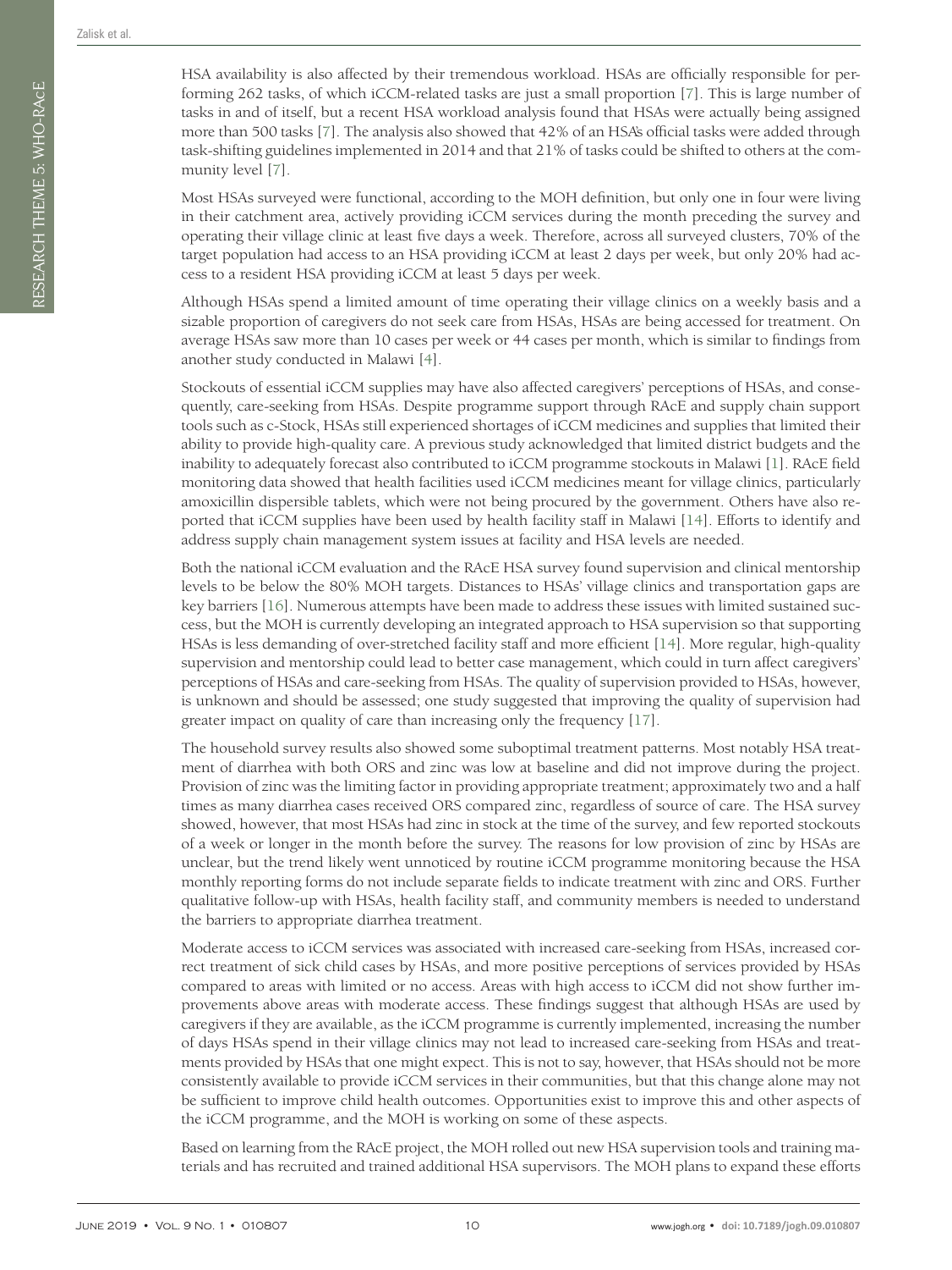HSA availability is also affected by their tremendous workload. HSAs are officially responsible for performing 262 tasks, of which iCCM-related tasks are just a small proportion [7]. This is large number of tasks in and of itself, but a recent HSA workload analysis found that HSAs were actually being assigned more than 500 tasks [7]. The analysis also showed that 42% of an HSA's official tasks were added through task-shifting guidelines implemented in 2014 and that 21% of tasks could be shifted to others at the community level [7].

Most HSAs surveyed were functional, according to the MOH definition, but only one in four were living in their catchment area, actively providing iCCM services during the month preceding the survey and operating their village clinic at least five days a week. Therefore, across all surveyed clusters, 70% of the target population had access to an HSA providing iCCM at least 2 days per week, but only 20% had access to a resident HSA providing iCCM at least 5 days per week.

Although HSAs spend a limited amount of time operating their village clinics on a weekly basis and a sizable proportion of caregivers do not seek care from HSAs, HSAs are being accessed for treatment. On average HSAs saw more than 10 cases per week or 44 cases per month, which is similar to findings from another study conducted in Malawi [4].

Stockouts of essential iCCM supplies may have also affected caregivers' perceptions of HSAs, and consequently, care-seeking from HSAs. Despite programme support through RAcE and supply chain support tools such as c-Stock, HSAs still experienced shortages of iCCM medicines and supplies that limited their ability to provide high-quality care. A previous study acknowledged that limited district budgets and the inability to adequately forecast also contributed to iCCM programme stockouts in Malawi [1]. RAcE field monitoring data showed that health facilities used iCCM medicines meant for village clinics, particularly amoxicillin dispersible tablets, which were not being procured by the government. Others have also reported that iCCM supplies have been used by health facility staff in Malawi [14]. Efforts to identify and address supply chain management system issues at facility and HSA levels are needed.

Both the national iCCM evaluation and the RAcE HSA survey found supervision and clinical mentorship levels to be below the 80% MOH targets. Distances to HSAs' village clinics and transportation gaps are key barriers [16]. Numerous attempts have been made to address these issues with limited sustained success, but the MOH is currently developing an integrated approach to HSA supervision so that supporting HSAs is less demanding of over-stretched facility staff and more efficient [14]. More regular, high-quality supervision and mentorship could lead to better case management, which could in turn affect caregivers' perceptions of HSAs and care-seeking from HSAs. The quality of supervision provided to HSAs, however, is unknown and should be assessed; one study suggested that improving the quality of supervision had greater impact on quality of care than increasing only the frequency [17].

The household survey results also showed some suboptimal treatment patterns. Most notably HSA treatment of diarrhea with both ORS and zinc was low at baseline and did not improve during the project. Provision of zinc was the limiting factor in providing appropriate treatment; approximately two and a half times as many diarrhea cases received ORS compared zinc, regardless of source of care. The HSA survey showed, however, that most HSAs had zinc in stock at the time of the survey, and few reported stockouts of a week or longer in the month before the survey. The reasons for low provision of zinc by HSAs are unclear, but the trend likely went unnoticed by routine iCCM programme monitoring because the HSA monthly reporting forms do not include separate fields to indicate treatment with zinc and ORS. Further qualitative follow-up with HSAs, health facility staff, and community members is needed to understand the barriers to appropriate diarrhea treatment.

Moderate access to iCCM services was associated with increased care-seeking from HSAs, increased correct treatment of sick child cases by HSAs, and more positive perceptions of services provided by HSAs compared to areas with limited or no access. Areas with high access to iCCM did not show further improvements above areas with moderate access. These findings suggest that although HSAs are used by caregivers if they are available, as the iCCM programme is currently implemented, increasing the number of days HSAs spend in their village clinics may not lead to increased care-seeking from HSAs and treatments provided by HSAs that one might expect. This is not to say, however, that HSAs should not be more consistently available to provide iCCM services in their communities, but that this change alone may not be sufficient to improve child health outcomes. Opportunities exist to improve this and other aspects of the iCCM programme, and the MOH is working on some of these aspects.

Based on learning from the RAcE project, the MOH rolled out new HSA supervision tools and training materials and has recruited and trained additional HSA supervisors. The MOH plans to expand these efforts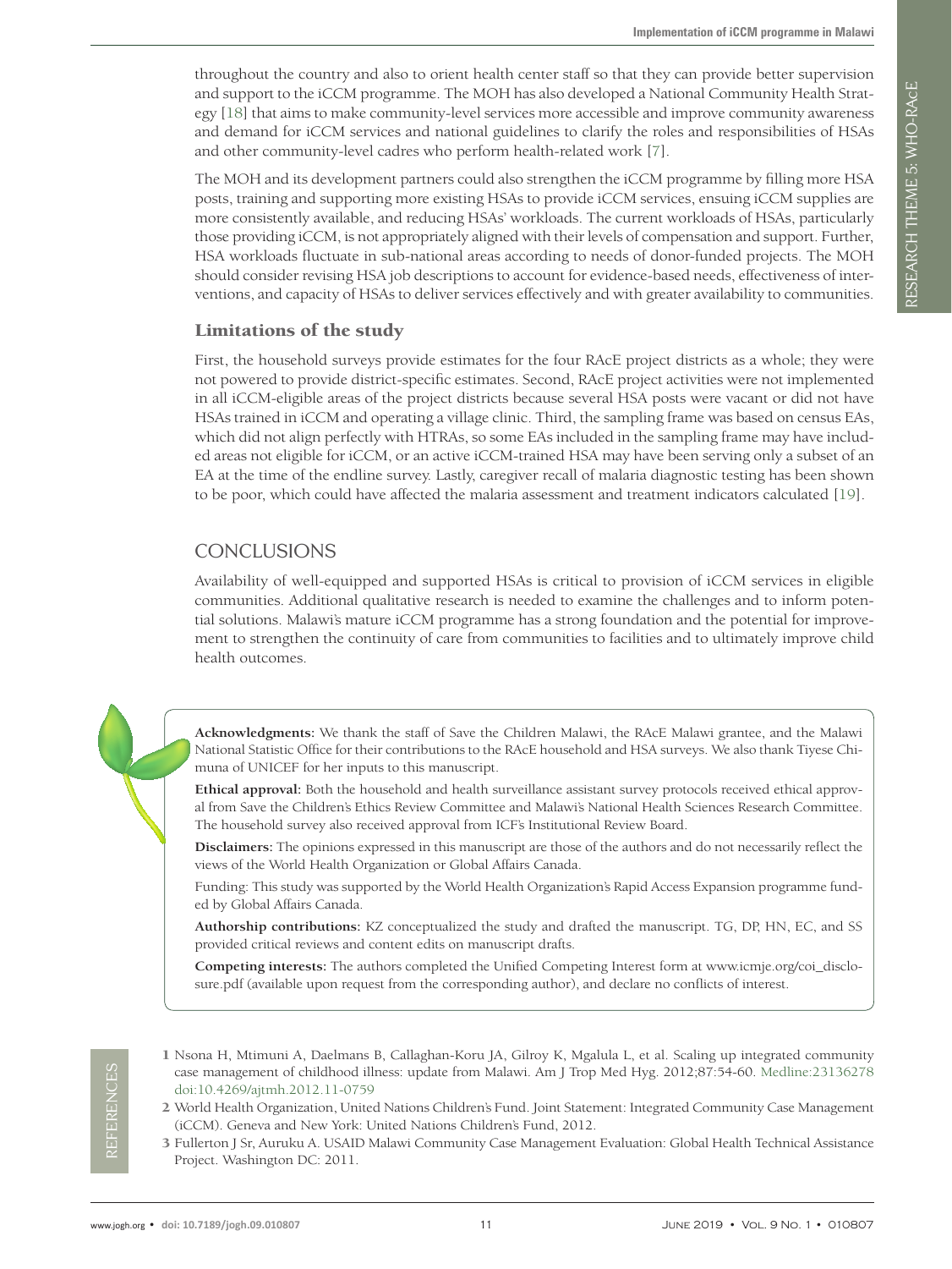throughout the country and also to orient health center staff so that they can provide better supervision and support to the iCCM programme. The MOH has also developed a National Community Health Strategy [18] that aims to make community-level services more accessible and improve community awareness and demand for iCCM services and national guidelines to clarify the roles and responsibilities of HSAs and other community-level cadres who perform health-related work [7].

The MOH and its development partners could also strengthen the iCCM programme by filling more HSA posts, training and supporting more existing HSAs to provide iCCM services, ensuing iCCM supplies are more consistently available, and reducing HSAs' workloads. The current workloads of HSAs, particularly those providing iCCM, is not appropriately aligned with their levels of compensation and support. Further, HSA workloads fluctuate in sub-national areas according to needs of donor-funded projects. The MOH should consider revising HSA job descriptions to account for evidence-based needs, effectiveness of interventions, and capacity of HSAs to deliver services effectively and with greater availability to communities.

### Limitations of the study

First, the household surveys provide estimates for the four RAcE project districts as a whole; they were not powered to provide district-specific estimates. Second, RAcE project activities were not implemented in all iCCM-eligible areas of the project districts because several HSA posts were vacant or did not have HSAs trained in iCCM and operating a village clinic. Third, the sampling frame was based on census EAs, which did not align perfectly with HTRAs, so some EAs included in the sampling frame may have included areas not eligible for iCCM, or an active iCCM-trained HSA may have been serving only a subset of an EA at the time of the endline survey. Lastly, caregiver recall of malaria diagnostic testing has been shown to be poor, which could have affected the malaria assessment and treatment indicators calculated [19].

## CONCLUSIONS

Availability of well-equipped and supported HSAs is critical to provision of iCCM services in eligible communities. Additional qualitative research is needed to examine the challenges and to inform potential solutions. Malawi's mature iCCM programme has a strong foundation and the potential for improvement to strengthen the continuity of care from communities to facilities and to ultimately improve child health outcomes.

**Acknowledgments:** We thank the staff of Save the Children Malawi, the RAcE Malawi grantee, and the Malawi National Statistic Office for their contributions to the RAcE household and HSA surveys. We also thank Tiyese Chimuna of UNICEF for her inputs to this manuscript.

**Ethical approval:** Both the household and health surveillance assistant survey protocols received ethical approval from Save the Children's Ethics Review Committee and Malawi's National Health Sciences Research Committee. The household survey also received approval from ICF's Institutional Review Board.

**Disclaimers:** The opinions expressed in this manuscript are those of the authors and do not necessarily reflect the views of the World Health Organization or Global Affairs Canada.

Funding: This study was supported by the World Health Organization's Rapid Access Expansion programme funded by Global Affairs Canada.

**Authorship contributions:** KZ conceptualized the study and drafted the manuscript. TG, DP, HN, EC, and SS provided critical reviews and content edits on manuscript drafts.

**Competing interests:** The authors completed the Unified Competing Interest form at www.icmje.org/coi_disclosure.pdf (available upon request from the corresponding author), and declare no conflicts of interest.

## REFERENCES

1. Nsona H, Mtimuni A, Daelmans B, Callaghan-Koru JA, Gilroy K, Mgalula L, et al. Scaling up integrated community case management of childhood illness: update from Malawi. Am J Trop Med Hyg. 2012;87:54-60. Medline:23136278 doi:10.4269/ajtmh.2012.11-0759
2. World Health Organization, United Nations Children's Fund. Joint Statement: Integrated Community Case Management (iCCM). Geneva and New York: United Nations Children's Fund, 2012.
3. Fullerton J Sr, Auruku A. USAID Malawi Community Case Management Evaluation: Global Health Technical Assistance Project. Washington DC: 2011.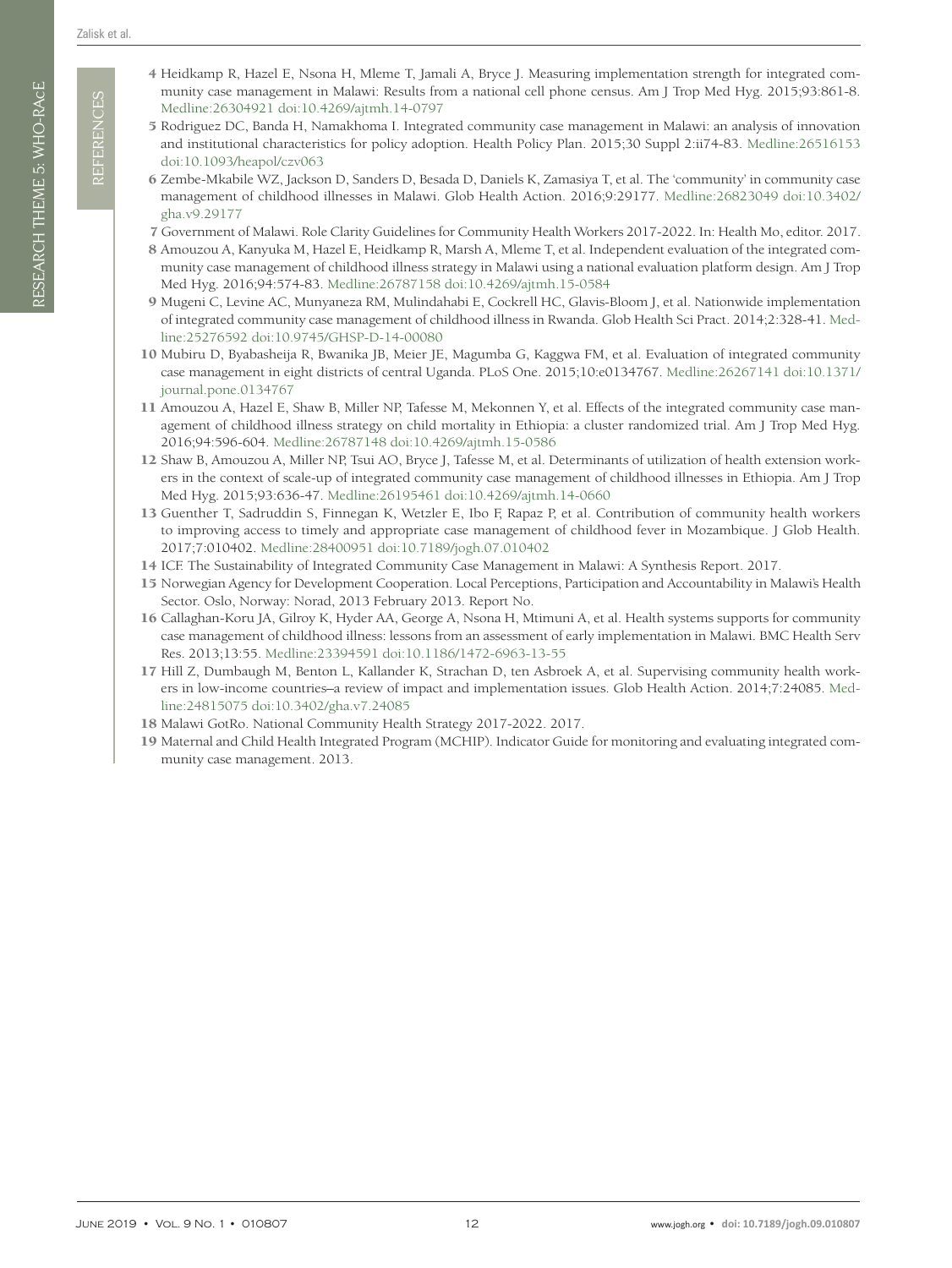4 Heidkamp R, Hazel E, Nsona H, Mleme T, Jamali A, Bryce J. Measuring implementation strength for integrated community case management in Malawi: Results from a national cell phone census. Am J Trop Med Hyg. 2015;93:861-8. Medline:26304921 doi:10.4269/ajtmh.14-0797

5 Rodriguez DC, Banda H, Namakhoma I. Integrated community case management in Malawi: an analysis of innovation and institutional characteristics for policy adoption. Health Policy Plan. 2015;30 Suppl 2:ii74-83. Medline:26516153 doi:10.1093/heapol/czv063

6 Zembe-Mkabile WZ, Jackson D, Sanders D, Besada D, Daniels K, Zamasiya T, et al. The 'community' in community case management of childhood illnesses in Malawi. Glob Health Action. 2016;9:29177. Medline:26823049 doi:10.3402/gha.v9.29177

7 Government of Malawi. Role Clarity Guidelines for Community Health Workers 2017-2022. In: Health Mo, editor. 2017.

8 Amouzou A, Kanyuka M, Hazel E, Heidkamp R, Marsh A, Mleme T, et al. Independent evaluation of the integrated community case management of childhood illness strategy in Malawi using a national evaluation platform design. Am J Trop Med Hyg. 2016;94:574-83. Medline:26787158 doi:10.4269/ajtmh.15-0584

9 Mugeni C, Levine AC, Munyaneza RM, Mulindahabi E, Cockrell HC, Glavis-Bloom J, et al. Nationwide implementation of integrated community case management of childhood illness in Rwanda. Glob Health Sci Pract. 2014;2:328-41. Medline:25276592 doi:10.9745/GHSP-D-14-00080

10 Mubiru D, Byabasheija R, Bwanika JB, Meier JE, Magumba G, Kaggwa FM, et al. Evaluation of integrated community case management in eight districts of central Uganda. PLoS One. 2015;10:e0134767. Medline:26267141 doi:10.1371/journal.pone.0134767

11 Amouzou A, Hazel E, Shaw B, Miller NP, Tafesse M, Mekonnen Y, et al. Effects of the integrated community case management of childhood illness strategy on child mortality in Ethiopia: a cluster randomized trial. Am J Trop Med Hyg. 2016;94:596-604. Medline:26787148 doi:10.4269/ajtmh.15-0586

12 Shaw B, Amouzou A, Miller NP, Tsui AO, Bryce J, Tafesse M, et al. Determinants of utilization of health extension workers in the context of scale-up of integrated community case management of childhood illnesses in Ethiopia. Am J Trop Med Hyg. 2015;93:636-47. Medline:26195461 doi:10.4269/ajtmh.14-0660

13 Guenther T, Sadruddin S, Finnegan K, Wetzler E, Ibo F, Rapaz P, et al. Contribution of community health workers to improving access to timely and appropriate case management of childhood fever in Mozambique. J Glob Health. 2017;7:010402. Medline:28400951 doi:10.7189/jogh.07.010402

14 ICF. The Sustainability of Integrated Community Case Management in Malawi: A Synthesis Report. 2017.

15 Norwegian Agency for Development Cooperation. Local Perceptions, Participation and Accountability in Malawi's Health Sector. Oslo, Norway: Norad, 2013 February 2013. Report No.

16 Callaghan-Koru JA, Gilroy K, Hyder AA, George A, Nsona H, Mtimuni A, et al. Health systems supports for community case management of childhood illness: lessons from an assessment of early implementation in Malawi. BMC Health Serv Res. 2013;13:55. Medline:23394591 doi:10.1186/1472-6963-13-55

17 Hill Z, Dumbaugh M, Benton L, Kallander K, Strachan D, ten Asbroek A, et al. Supervising community health workers in low-income countries–a review of impact and implementation issues. Glob Health Action. 2014;7:24085. Medline:24815075 doi:10.3402/gha.v7.24085

18 Malawi GotRo. National Community Health Strategy 2017-2022. 2017.

19 Maternal and Child Health Integrated Program (MCHIP). Indicator Guide for monitoring and evaluating integrated community case management. 2013.